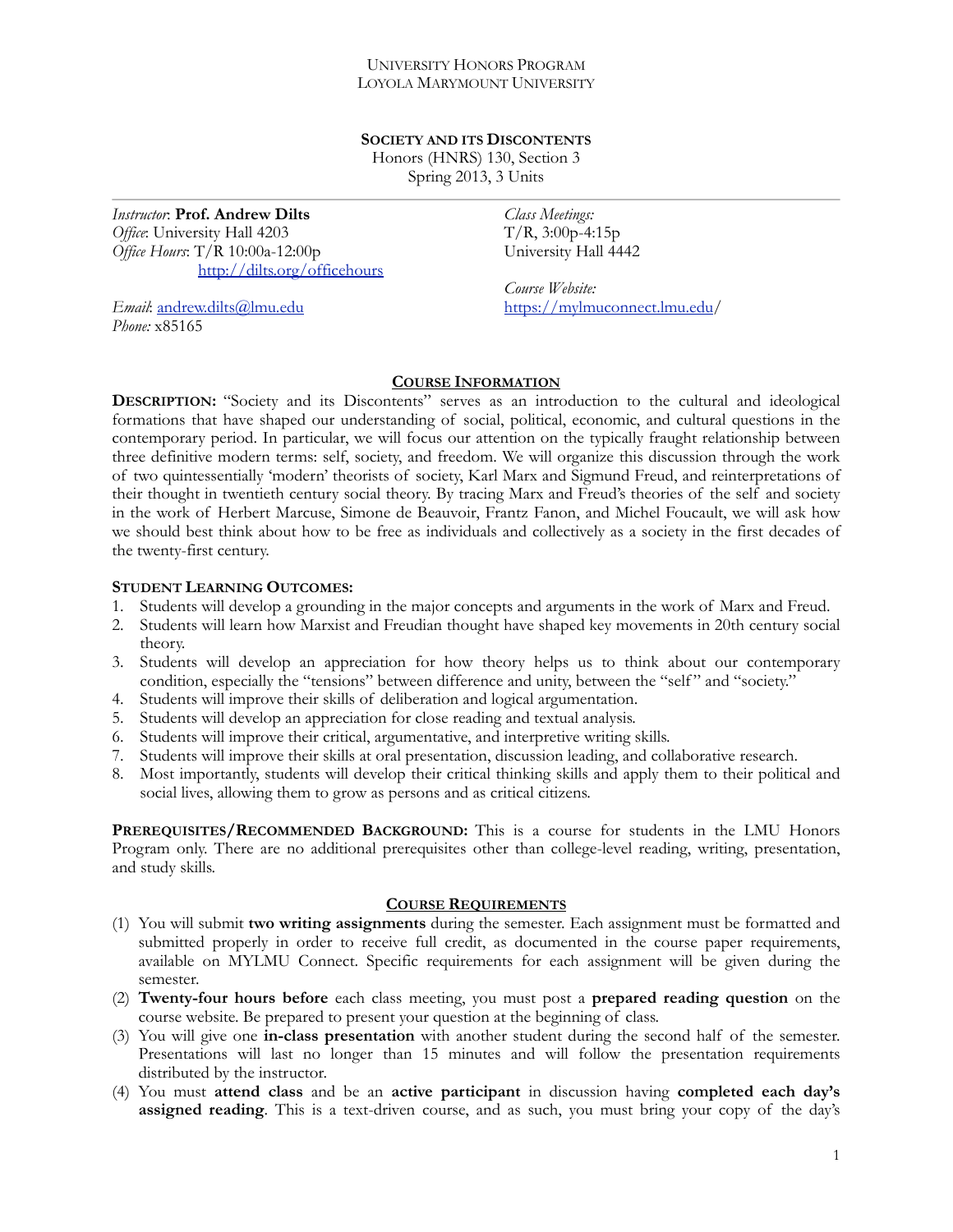University Honors Program
Loyola Marymount University

# Society and its Discontents

Honors (HNRS) 130, Section 3
Spring 2013, 3 Units

*Instructor*: **Prof. Andrew Dilts**
*Office*: University Hall 4203
*Office Hours*: T/R 10:00a-12:00p
http://dilts.org/officehours

*Email*: andrew.dilts@lmu.edu
*Phone:* x85165

*Class Meetings:*
T/R, 3:00p-4:15p
University Hall 4442

*Course Website:*
https://mylmuconnect.lmu.edu/

## Course Information

**Description:** "Society and its Discontents" serves as an introduction to the cultural and ideological formations that have shaped our understanding of social, political, economic, and cultural questions in the contemporary period. In particular, we will focus our attention on the typically fraught relationship between three definitive modern terms: self, society, and freedom. We will organize this discussion through the work of two quintessentially 'modern' theorists of society, Karl Marx and Sigmund Freud, and reinterpretations of their thought in twentieth century social theory. By tracing Marx and Freud's theories of the self and society in the work of Herbert Marcuse, Simone de Beauvoir, Frantz Fanon, and Michel Foucault, we will ask how we should best think about how to be free as individuals and collectively as a society in the first decades of the twenty-first century.

**Student Learning Outcomes:**

1. Students will develop a grounding in the major concepts and arguments in the work of Marx and Freud.
2. Students will learn how Marxist and Freudian thought have shaped key movements in 20th century social theory.
3. Students will develop an appreciation for how theory helps us to think about our contemporary condition, especially the "tensions" between difference and unity, between the "self" and "society."
4. Students will improve their skills of deliberation and logical argumentation.
5. Students will develop an appreciation for close reading and textual analysis.
6. Students will improve their critical, argumentative, and interpretive writing skills.
7. Students will improve their skills at oral presentation, discussion leading, and collaborative research.
8. Most importantly, students will develop their critical thinking skills and apply them to their political and social lives, allowing them to grow as persons and as critical citizens.

**Prerequisites/Recommended Background:** This is a course for students in the LMU Honors Program only. There are no additional prerequisites other than college-level reading, writing, presentation, and study skills.

## Course Requirements

(1) You will submit **two writing assignments** during the semester. Each assignment must be formatted and submitted properly in order to receive full credit, as documented in the course paper requirements, available on MYLMU Connect. Specific requirements for each assignment will be given during the semester.

(2) **Twenty-four hours before** each class meeting, you must post a **prepared reading question** on the course website. Be prepared to present your question at the beginning of class.

(3) You will give one **in-class presentation** with another student during the second half of the semester. Presentations will last no longer than 15 minutes and will follow the presentation requirements distributed by the instructor.

(4) You must **attend class** and be an **active participant** in discussion having **completed each day's assigned reading**. This is a text-driven course, and as such, you must bring your copy of the day's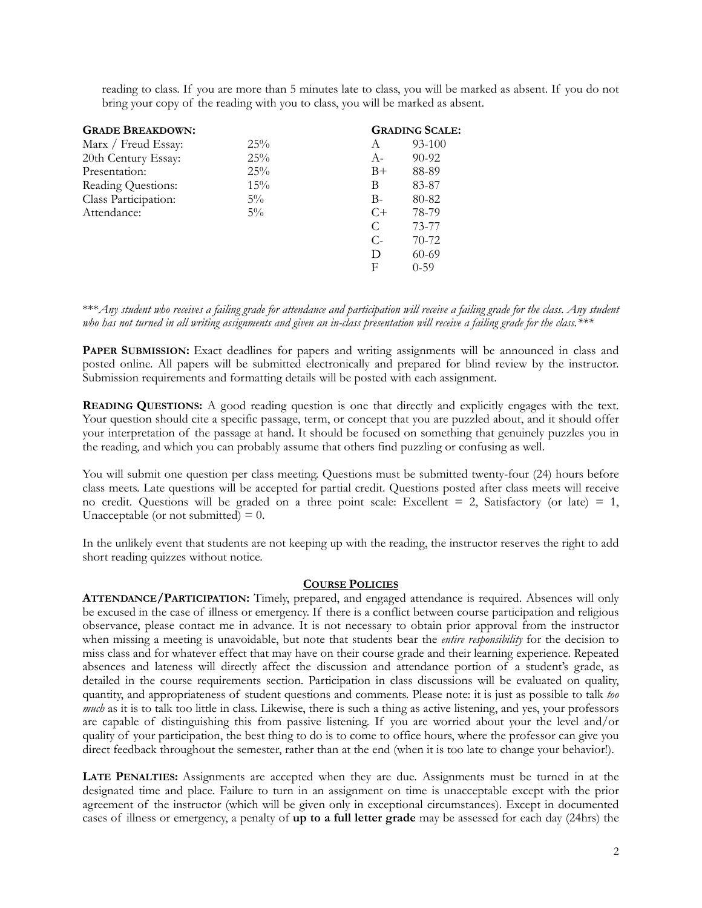reading to class. If you are more than 5 minutes late to class, you will be marked as absent. If you do not bring your copy of the reading with you to class, you will be marked as absent.

**GRADE BREAKDOWN:**

| Component | Weight |
|---|---|
| Marx / Freud Essay: | 25% |
| 20th Century Essay: | 25% |
| Presentation: | 25% |
| Reading Questions: | 15% |
| Class Participation: | 5% |
| Attendance: | 5% |

**GRADING SCALE:**

| Grade | Range |
|---|---|
| A | 93-100 |
| A- | 90-92 |
| B+ | 88-89 |
| B | 83-87 |
| B- | 80-82 |
| C+ | 78-79 |
| C | 73-77 |
| C- | 70-72 |
| D | 60-69 |
| F | 0-59 |

****Any student who receives a failing grade for attendance and participation will receive a failing grade for the class. Any student who has not turned in all writing assignments and given an in-class presentation will receive a failing grade for the class.****

**PAPER SUBMISSION:** Exact deadlines for papers and writing assignments will be announced in class and posted online. All papers will be submitted electronically and prepared for blind review by the instructor. Submission requirements and formatting details will be posted with each assignment.

**READING QUESTIONS:** A good reading question is one that directly and explicitly engages with the text. Your question should cite a specific passage, term, or concept that you are puzzled about, and it should offer your interpretation of the passage at hand. It should be focused on something that genuinely puzzles you in the reading, and which you can probably assume that others find puzzling or confusing as well.

You will submit one question per class meeting. Questions must be submitted twenty-four (24) hours before class meets. Late questions will be accepted for partial credit. Questions posted after class meets will receive no credit. Questions will be graded on a three point scale: Excellent = 2, Satisfactory (or late) = 1, Unacceptable (or not submitted) = 0.

In the unlikely event that students are not keeping up with the reading, the instructor reserves the right to add short reading quizzes without notice.

## COURSE POLICIES

**ATTENDANCE/PARTICIPATION:** Timely, prepared, and engaged attendance is required. Absences will only be excused in the case of illness or emergency. If there is a conflict between course participation and religious observance, please contact me in advance. It is not necessary to obtain prior approval from the instructor when missing a meeting is unavoidable, but note that students bear the *entire responsibility* for the decision to miss class and for whatever effect that may have on their course grade and their learning experience. Repeated absences and lateness will directly affect the discussion and attendance portion of a student's grade, as detailed in the course requirements section. Participation in class discussions will be evaluated on quality, quantity, and appropriateness of student questions and comments. Please note: it is just as possible to talk *too much* as it is to talk too little in class. Likewise, there is such a thing as active listening, and yes, your professors are capable of distinguishing this from passive listening. If you are worried about your the level and/or quality of your participation, the best thing to do is to come to office hours, where the professor can give you direct feedback throughout the semester, rather than at the end (when it is too late to change your behavior!).

**LATE PENALTIES:** Assignments are accepted when they are due. Assignments must be turned in at the designated time and place. Failure to turn in an assignment on time is unacceptable except with the prior agreement of the instructor (which will be given only in exceptional circumstances). Except in documented cases of illness or emergency, a penalty of **up to a full letter grade** may be assessed for each day (24hrs) the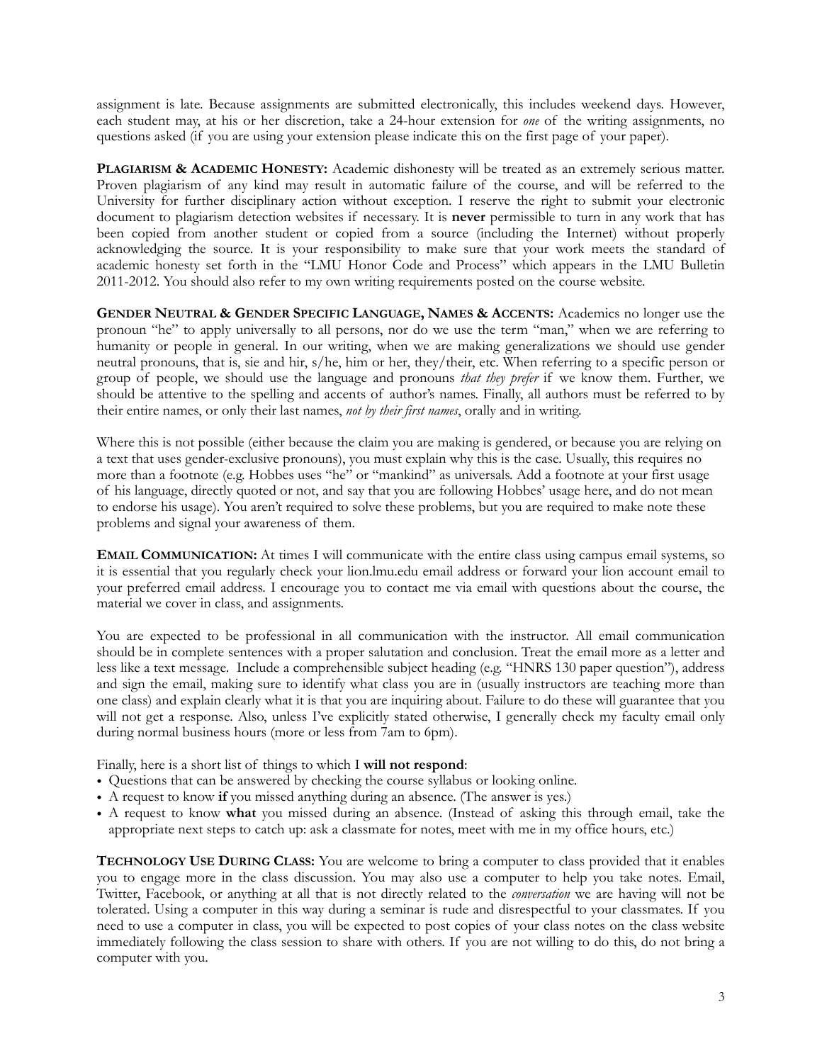assignment is late. Because assignments are submitted electronically, this includes weekend days. However, each student may, at his or her discretion, take a 24-hour extension for *one* of the writing assignments, no questions asked (if you are using your extension please indicate this on the first page of your paper).

**PLAGIARISM & ACADEMIC HONESTY:** Academic dishonesty will be treated as an extremely serious matter. Proven plagiarism of any kind may result in automatic failure of the course, and will be referred to the University for further disciplinary action without exception. I reserve the right to submit your electronic document to plagiarism detection websites if necessary. It is **never** permissible to turn in any work that has been copied from another student or copied from a source (including the Internet) without properly acknowledging the source. It is your responsibility to make sure that your work meets the standard of academic honesty set forth in the "LMU Honor Code and Process" which appears in the LMU Bulletin 2011-2012. You should also refer to my own writing requirements posted on the course website.

**GENDER NEUTRAL & GENDER SPECIFIC LANGUAGE, NAMES & ACCENTS:** Academics no longer use the pronoun "he" to apply universally to all persons, nor do we use the term "man," when we are referring to humanity or people in general. In our writing, when we are making generalizations we should use gender neutral pronouns, that is, sie and hir, s/he, him or her, they/their, etc. When referring to a specific person or group of people, we should use the language and pronouns *that they prefer* if we know them. Further, we should be attentive to the spelling and accents of author's names. Finally, all authors must be referred to by their entire names, or only their last names, *not by their first names*, orally and in writing.

Where this is not possible (either because the claim you are making is gendered, or because you are relying on a text that uses gender-exclusive pronouns), you must explain why this is the case. Usually, this requires no more than a footnote (e.g. Hobbes uses "he" or "mankind" as universals. Add a footnote at your first usage of his language, directly quoted or not, and say that you are following Hobbes' usage here, and do not mean to endorse his usage). You aren't required to solve these problems, but you are required to make note these problems and signal your awareness of them.

**EMAIL COMMUNICATION:** At times I will communicate with the entire class using campus email systems, so it is essential that you regularly check your lion.lmu.edu email address or forward your lion account email to your preferred email address. I encourage you to contact me via email with questions about the course, the material we cover in class, and assignments.

You are expected to be professional in all communication with the instructor. All email communication should be in complete sentences with a proper salutation and conclusion. Treat the email more as a letter and less like a text message. Include a comprehensible subject heading (e.g. "HNRS 130 paper question"), address and sign the email, making sure to identify what class you are in (usually instructors are teaching more than one class) and explain clearly what it is that you are inquiring about. Failure to do these will guarantee that you will not get a response. Also, unless I've explicitly stated otherwise, I generally check my faculty email only during normal business hours (more or less from 7am to 6pm).

Finally, here is a short list of things to which I **will not respond**:

- Questions that can be answered by checking the course syllabus or looking online.
- A request to know **if** you missed anything during an absence. (The answer is yes.)
- A request to know **what** you missed during an absence. (Instead of asking this through email, take the appropriate next steps to catch up: ask a classmate for notes, meet with me in my office hours, etc.)

**TECHNOLOGY USE DURING CLASS:** You are welcome to bring a computer to class provided that it enables you to engage more in the class discussion. You may also use a computer to help you take notes. Email, Twitter, Facebook, or anything at all that is not directly related to the *conversation* we are having will not be tolerated. Using a computer in this way during a seminar is rude and disrespectful to your classmates. If you need to use a computer in class, you will be expected to post copies of your class notes on the class website immediately following the class session to share with others. If you are not willing to do this, do not bring a computer with you.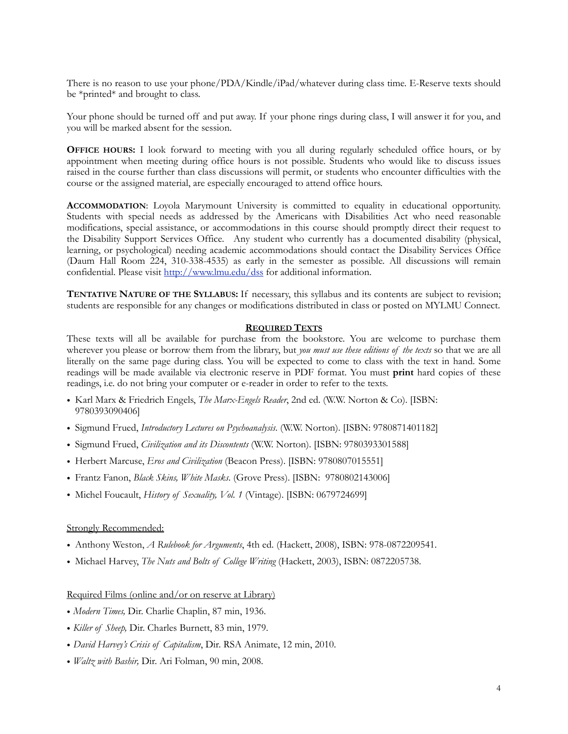There is no reason to use your phone/PDA/Kindle/iPad/whatever during class time. E-Reserve texts should be *printed* and brought to class.

Your phone should be turned off and put away. If your phone rings during class, I will answer it for you, and you will be marked absent for the session.

**OFFICE HOURS:** I look forward to meeting with you all during regularly scheduled office hours, or by appointment when meeting during office hours is not possible. Students who would like to discuss issues raised in the course further than class discussions will permit, or students who encounter difficulties with the course or the assigned material, are especially encouraged to attend office hours.

**ACCOMMODATION**: Loyola Marymount University is committed to equality in educational opportunity. Students with special needs as addressed by the Americans with Disabilities Act who need reasonable modifications, special assistance, or accommodations in this course should promptly direct their request to the Disability Support Services Office. Any student who currently has a documented disability (physical, learning, or psychological) needing academic accommodations should contact the Disability Services Office (Daum Hall Room 224, 310-338-4535) as early in the semester as possible. All discussions will remain confidential. Please visit http://www.lmu.edu/dss for additional information.

**TENTATIVE NATURE OF THE SYLLABUS:** If necessary, this syllabus and its contents are subject to revision; students are responsible for any changes or modifications distributed in class or posted on MYLMU Connect.

## REQUIRED TEXTS

These texts will all be available for purchase from the bookstore. You are welcome to purchase them wherever you please or borrow them from the library, but *you must use these editions of the texts* so that we are all literally on the same page during class. You will be expected to come to class with the text in hand. Some readings will be made available via electronic reserve in PDF format. You must **print** hard copies of these readings, i.e. do not bring your computer or e-reader in order to refer to the texts.

- Karl Marx & Friedrich Engels, *The Marx-Engels Reader*, 2nd ed. (W.W. Norton & Co). [ISBN: 9780393090406]
- Sigmund Frued, *Introductory Lectures on Psychoanalysis*. (W.W. Norton). [ISBN: 9780871401182]
- Sigmund Frued, *Civilization and its Discontents* (W.W. Norton). [ISBN: 9780393301588]
- Herbert Marcuse, *Eros and Civilization* (Beacon Press). [ISBN: 9780807015551]
- Frantz Fanon, *Black Skins, White Masks*. (Grove Press). [ISBN: 9780802143006]
- Michel Foucault, *History of Sexuality, Vol. 1* (Vintage). [ISBN: 0679724699]

Strongly Recommended:

- Anthony Weston, *A Rulebook for Arguments*, 4th ed. (Hackett, 2008), ISBN: 978-0872209541.
- Michael Harvey, *The Nuts and Bolts of College Writing* (Hackett, 2003), ISBN: 0872205738.

Required Films (online and/or on reserve at Library)

- *Modern Times,* Dir. Charlie Chaplin, 87 min, 1936.
- *Killer of Sheep,* Dir. Charles Burnett, 83 min, 1979.
- *David Harvey's Crisis of Capitalism*, Dir. RSA Animate, 12 min, 2010.
- *Waltz with Bashir,* Dir. Ari Folman, 90 min, 2008.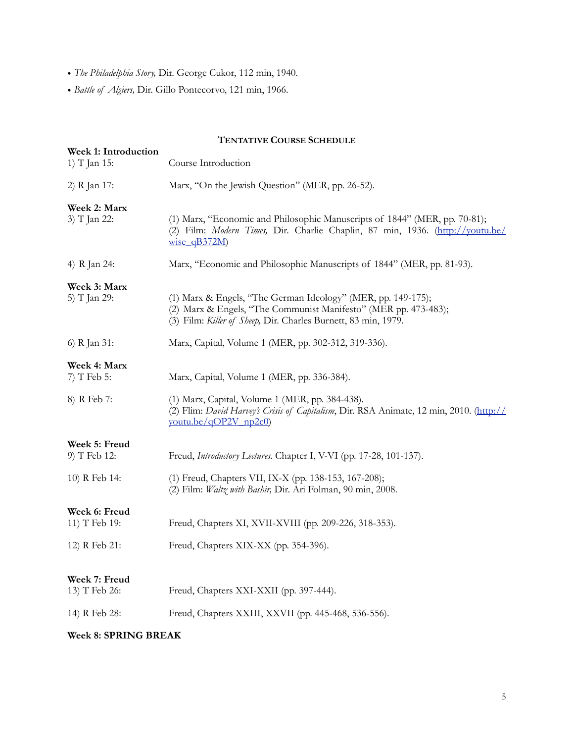- *The Philadelphia Story,* Dir. George Cukor, 112 min, 1940.
- *Battle of Algiers,* Dir. Gillo Pontecorvo, 121 min, 1966.

## Tentative Course Schedule

**Week 1: Introduction**

1) T Jan 15: Course Introduction

2) R Jan 17: Marx, "On the Jewish Question" (MER, pp. 26-52).

**Week 2: Marx**

3) T Jan 22: (1) Marx, "Economic and Philosophic Manuscripts of 1844" (MER, pp. 70-81); (2) Film: *Modern Times,* Dir. Charlie Chaplin, 87 min, 1936. (http://youtu.be/wise_qB372M)

4) R Jan 24: Marx, "Economic and Philosophic Manuscripts of 1844" (MER, pp. 81-93).

**Week 3: Marx**

5) T Jan 29: (1) Marx & Engels, "The German Ideology" (MER, pp. 149-175); (2) Marx & Engels, "The Communist Manifesto" (MER pp. 473-483); (3) Film: *Killer of Sheep,* Dir. Charles Burnett, 83 min, 1979.

6) R Jan 31: Marx, Capital, Volume 1 (MER, pp. 302-312, 319-336).

**Week 4: Marx**

7) T Feb 5: Marx, Capital, Volume 1 (MER, pp. 336-384).

8) R Feb 7: (1) Marx, Capital, Volume 1 (MER, pp. 384-438). (2) Flim: *David Harvey's Crisis of Capitalism*, Dir. RSA Animate, 12 min, 2010. (http://youtu.be/qOP2V_np2c0)

**Week 5: Freud**

9) T Feb 12: Freud, *Introductory Lectures*. Chapter I, V-VI (pp. 17-28, 101-137).

10) R Feb 14: (1) Freud, Chapters VII, IX-X (pp. 138-153, 167-208); (2) Film: *Waltz with Bashir,* Dir. Ari Folman, 90 min, 2008.

**Week 6: Freud**

11) T Feb 19: Freud, Chapters XI, XVII-XVIII (pp. 209-226, 318-353).

12) R Feb 21: Freud, Chapters XIX-XX (pp. 354-396).

**Week 7: Freud**

13) T Feb 26: Freud, Chapters XXI-XXII (pp. 397-444).

14) R Feb 28: Freud, Chapters XXIII, XXVII (pp. 445-468, 536-556).

**Week 8: SPRING BREAK**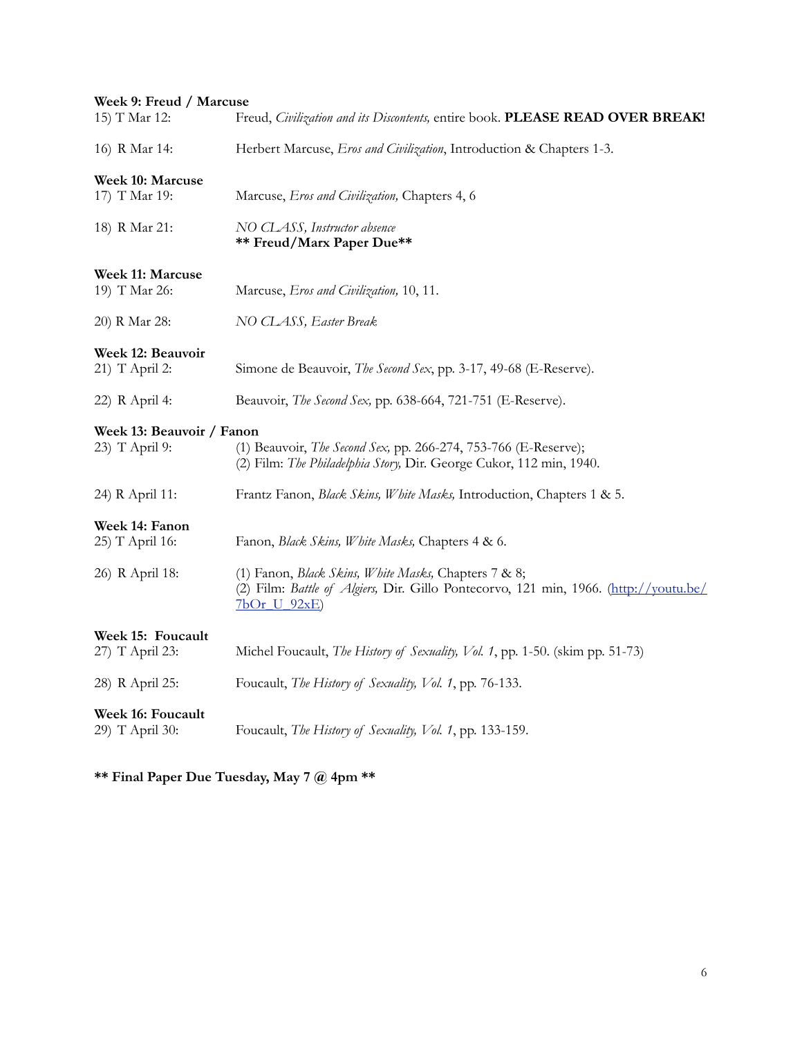**Week 9: Freud / Marcuse**

15) T Mar 12: Freud, *Civilization and its Discontents,* entire book. **PLEASE READ OVER BREAK!**

16) R Mar 14: Herbert Marcuse, *Eros and Civilization*, Introduction & Chapters 1-3.

**Week 10: Marcuse**

17) T Mar 19: Marcuse, *Eros and Civilization,* Chapters 4, 6

18) R Mar 21: *NO CLASS, Instructor absence*
**** Freud/Marx Paper Due****

**Week 11: Marcuse**

19) T Mar 26: Marcuse, *Eros and Civilization,* 10, 11.

20) R Mar 28: *NO CLASS, Easter Break*

**Week 12: Beauvoir**

21) T April 2: Simone de Beauvoir, *The Second Sex*, pp. 3-17, 49-68 (E-Reserve).

22) R April 4: Beauvoir, *The Second Sex,* pp. 638-664, 721-751 (E-Reserve).

**Week 13: Beauvoir / Fanon**

23) T April 9: (1) Beauvoir, *The Second Sex,* pp. 266-274, 753-766 (E-Reserve);
(2) Film: *The Philadelphia Story,* Dir. George Cukor, 112 min, 1940.

24) R April 11: Frantz Fanon, *Black Skins, White Masks,* Introduction, Chapters 1 & 5.

**Week 14: Fanon**

25) T April 16: Fanon, *Black Skins, White Masks,* Chapters 4 & 6.

26) R April 18: (1) Fanon, *Black Skins, White Masks,* Chapters 7 & 8;
(2) Film: *Battle of Algiers,* Dir. Gillo Pontecorvo, 121 min, 1966. (http://youtu.be/7bOr_U_92xE)

**Week 15: Foucault**

27) T April 23: Michel Foucault, *The History of Sexuality, Vol. 1*, pp. 1-50. (skim pp. 51-73)

28) R April 25: Foucault, *The History of Sexuality, Vol. 1*, pp. 76-133.

**Week 16: Foucault**

29) T April 30: Foucault, *The History of Sexuality, Vol. 1*, pp. 133-159.

**** Final Paper Due Tuesday, May 7 @ 4pm ****